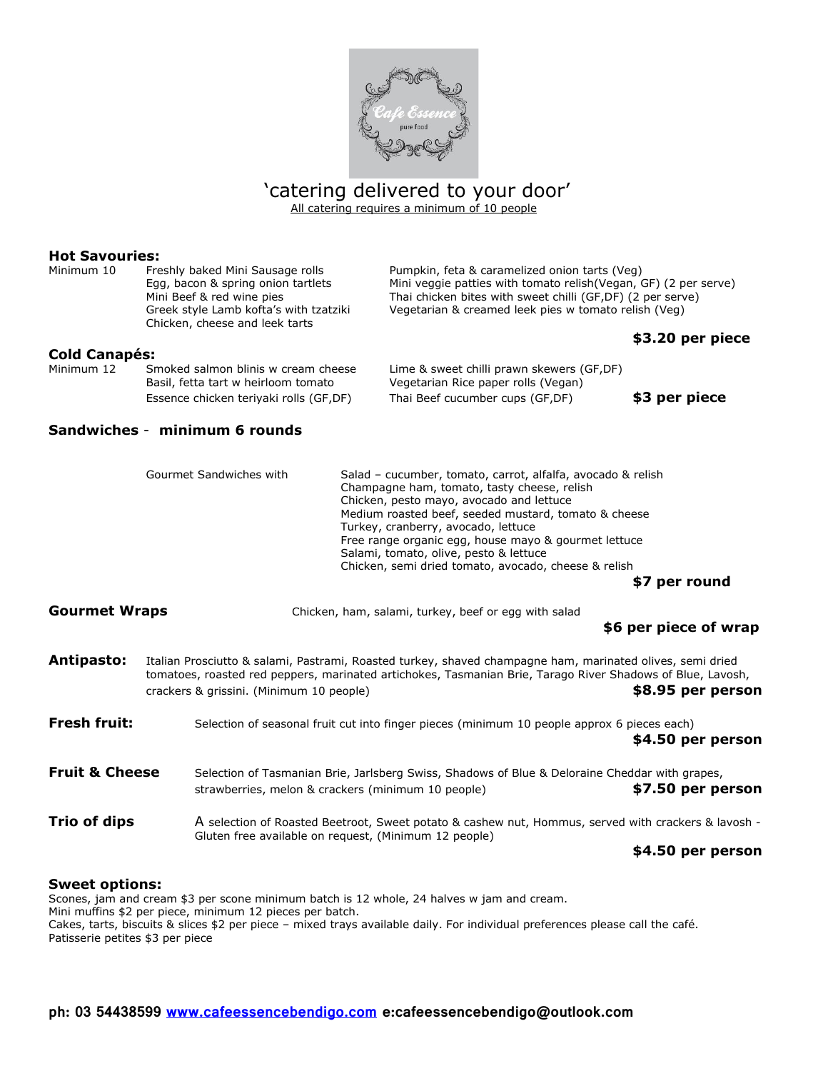Cafe Essence
pure food

## 'catering delivered to your door'

All catering requires a minimum of 10 people

### Hot Savouries:

Minimum 10

- Freshly baked Mini Sausage rolls
- Egg, bacon & spring onion tartlets
- Mini Beef & red wine pies
- Greek style Lamb kofta's with tzatziki
- Chicken, cheese and leek tarts
- Pumpkin, feta & caramelized onion tarts (Veg)
- Mini veggie patties with tomato relish(Vegan, GF) (2 per serve)
- Thai chicken bites with sweet chilli (GF,DF) (2 per serve)
- Vegetarian & creamed leek pies w tomato relish (Veg)

**$3.20 per piece**

### Cold Canapés:

Minimum 12

- Smoked salmon blinis w cream cheese
- Basil, fetta tart w heirloom tomato
- Essence chicken teriyaki rolls (GF,DF)
- Lime & sweet chilli prawn skewers (GF,DF)
- Vegetarian Rice paper rolls (Vegan)
- Thai Beef cucumber cups (GF,DF)

**$3 per piece**

### Sandwiches - minimum 6 rounds

Gourmet Sandwiches with

- Salad – cucumber, tomato, carrot, alfalfa, avocado & relish
- Champagne ham, tomato, tasty cheese, relish
- Chicken, pesto mayo, avocado and lettuce
- Medium roasted beef, seeded mustard, tomato & cheese
- Turkey, cranberry, avocado, lettuce
- Free range organic egg, house mayo & gourmet lettuce
- Salami, tomato, olive, pesto & lettuce
- Chicken, semi dried tomato, avocado, cheese & relish

**$7 per round**

### Gourmet Wraps

Chicken, ham, salami, turkey, beef or egg with salad

**$6 per piece of wrap**

### Antipasto:

Italian Prosciutto & salami, Pastrami, Roasted turkey, shaved champagne ham, marinated olives, semi dried tomatoes, roasted red peppers, marinated artichokes, Tasmanian Brie, Tarago River Shadows of Blue, Lavosh, crackers & grissini. (Minimum 10 people)

**$8.95 per person**

### Fresh fruit:

Selection of seasonal fruit cut into finger pieces (minimum 10 people approx 6 pieces each)

**$4.50 per person**

### Fruit & Cheese

Selection of Tasmanian Brie, Jarlsberg Swiss, Shadows of Blue & Deloraine Cheddar with grapes, strawberries, melon & crackers (minimum 10 people)

**$7.50 per person**

### Trio of dips

A selection of Roasted Beetroot, Sweet potato & cashew nut, Hommus, served with crackers & lavosh - Gluten free available on request, (Minimum 12 people)

**$4.50 per person**

### Sweet options:

Scones, jam and cream $3 per scone minimum batch is 12 whole, 24 halves w jam and cream.
Mini muffins $2 per piece, minimum 12 pieces per batch.
Cakes, tarts, biscuits & slices $2 per piece – mixed trays available daily. For individual preferences please call the café.
Patisserie petites $3 per piece

**ph: 03 54438599 [www.cafeessencebendigo.com](http://www.cafeessencebendigo.com) e:cafeessencebendigo@outlook.com**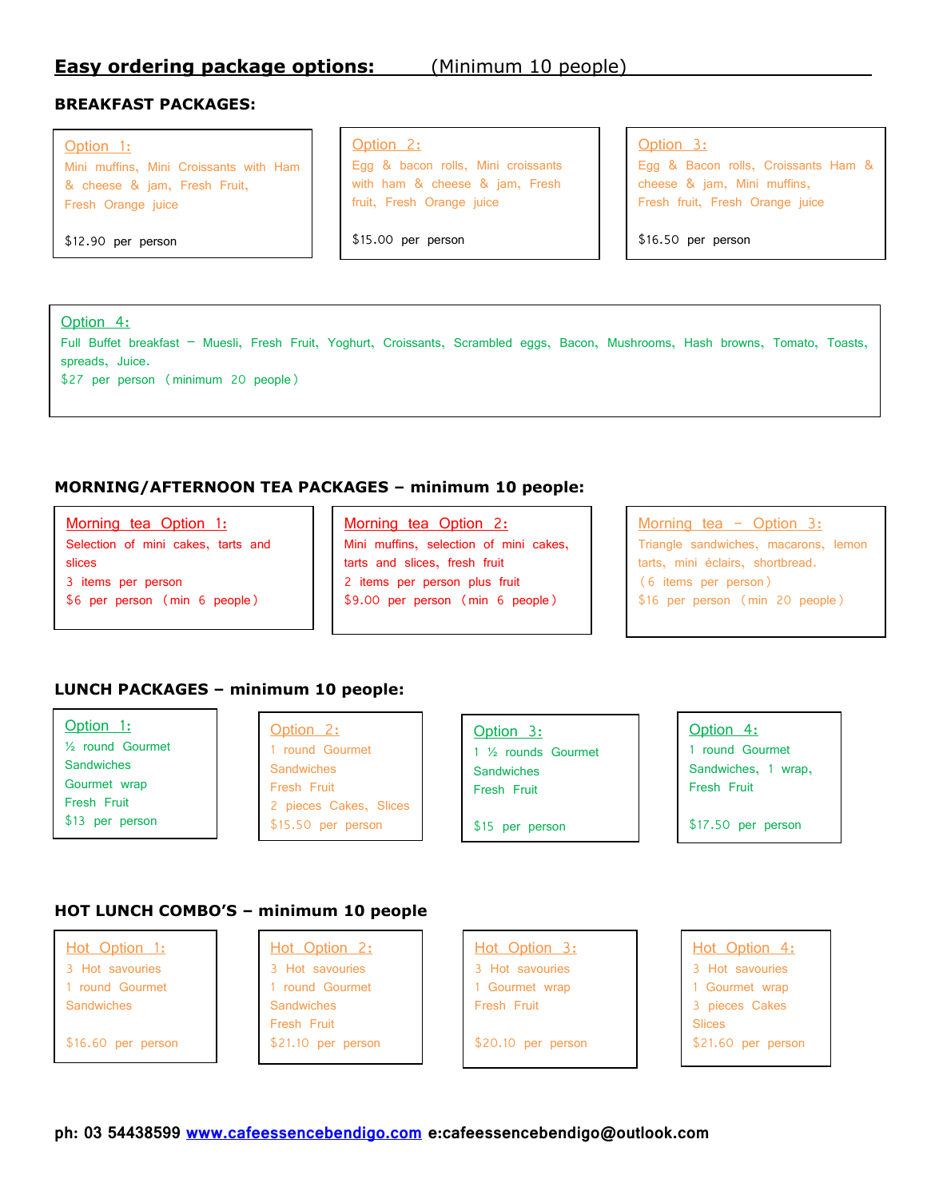## Easy ordering package options: (Minimum 10 people)

### BREAKFAST PACKAGES:

**Option 1:**
Mini muffins, Mini Croissants with Ham & cheese & jam, Fresh Fruit,
Fresh Orange juice

$12.90 per person

**Option 2:**
Egg & bacon rolls, Mini croissants with ham & cheese & jam, Fresh fruit, Fresh Orange juice

$15.00 per person

**Option 3:**
Egg & Bacon rolls, Croissants Ham & cheese & jam, Mini muffins,
Fresh fruit, Fresh Orange juice

$16.50 per person

**Option 4:**
Full Buffet breakfast – Muesli, Fresh Fruit, Yoghurt, Croissants, Scrambled eggs, Bacon, Mushrooms, Hash browns, Tomato, Toasts, spreads, Juice.
$27 per person (minimum 20 people)

### MORNING/AFTERNOON TEA PACKAGES – minimum 10 people:

**Morning tea Option 1:**
Selection of mini cakes, tarts and slices
3 items per person
$6 per person (min 6 people)

**Morning tea Option 2:**
Mini muffins, selection of mini cakes, tarts and slices, fresh fruit
2 items per person plus fruit
$9.00 per person (min 6 people)

**Morning tea – Option 3:**
Triangle sandwiches, macarons, lemon tarts, mini éclairs, shortbread.
(6 items per person)
$16 per person (min 20 people)

### LUNCH PACKAGES – minimum 10 people:

**Option 1:**
½ round Gourmet Sandwiches
Gourmet wrap
Fresh Fruit
$13 per person

**Option 2:**
1 round Gourmet Sandwiches
Fresh Fruit
2 pieces Cakes, Slices
$15.50 per person

**Option 3:**
1 ½ rounds Gourmet Sandwiches
Fresh Fruit

$15 per person

**Option 4:**
1 round Gourmet Sandwiches, 1 wrap,
Fresh Fruit

$17.50 per person

### HOT LUNCH COMBO'S – minimum 10 people

**Hot Option 1:**
3 Hot savouries
1 round Gourmet Sandwiches

$16.60 per person

**Hot Option 2:**
3 Hot savouries
1 round Gourmet Sandwiches
Fresh Fruit
$21.10 per person

**Hot Option 3:**
3 Hot savouries
1 Gourmet wrap
Fresh Fruit

$20.10 per person

**Hot Option 4:**
3 Hot savouries
1 Gourmet wrap
3 pieces Cakes Slices
$21.60 per person

**ph: 03 54438599 [www.cafeessencebendigo.com](http://www.cafeessencebendigo.com) e:cafeessencebendigo@outlook.com**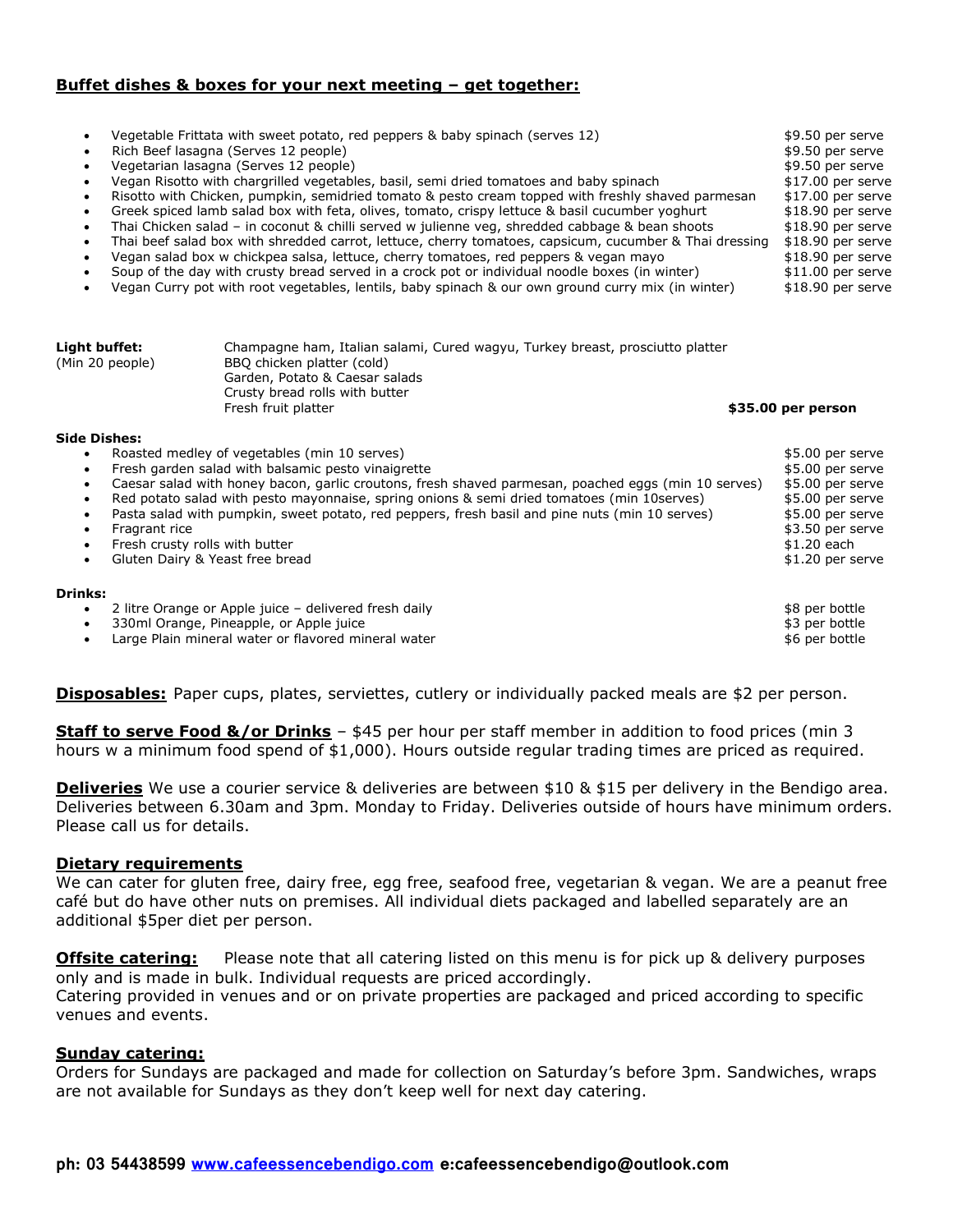## Buffet dishes & boxes for your next meeting – get together:

- Vegetable Frittata with sweet potato, red peppers & baby spinach (serves 12) — $9.50 per serve
- Rich Beef lasagna (Serves 12 people) — $9.50 per serve
- Vegetarian lasagna (Serves 12 people) — $9.50 per serve
- Vegan Risotto with chargrilled vegetables, basil, semi dried tomatoes and baby spinach — $17.00 per serve
- Risotto with Chicken, pumpkin, semidried tomato & pesto cream topped with freshly shaved parmesan — $17.00 per serve
- Greek spiced lamb salad box with feta, olives, tomato, crispy lettuce & basil cucumber yoghurt — $18.90 per serve
- Thai Chicken salad – in coconut & chilli served w julienne veg, shredded cabbage & bean shoots — $18.90 per serve
- Thai beef salad box with shredded carrot, lettuce, cherry tomatoes, capsicum, cucumber & Thai dressing — $18.90 per serve
- Vegan salad box w chickpea salsa, lettuce, cherry tomatoes, red peppers & vegan mayo — $18.90 per serve
- Soup of the day with crusty bread served in a crock pot or individual noodle boxes (in winter) — $11.00 per serve
- Vegan Curry pot with root vegetables, lentils, baby spinach & our own ground curry mix (in winter) — $18.90 per serve

**Light buffet:**
(Min 20 people)

Champagne ham, Italian salami, Cured wagyu, Turkey breast, prosciutto platter
BBQ chicken platter (cold)
Garden, Potato & Caesar salads
Crusty bread rolls with butter
Fresh fruit platter

**$35.00 per person**

**Side Dishes:**

- Roasted medley of vegetables (min 10 serves) — $5.00 per serve
- Fresh garden salad with balsamic pesto vinaigrette — $5.00 per serve
- Caesar salad with honey bacon, garlic croutons, fresh shaved parmesan, poached eggs (min 10 serves) — $5.00 per serve
- Red potato salad with pesto mayonnaise, spring onions & semi dried tomatoes (min 10serves) — $5.00 per serve
- Pasta salad with pumpkin, sweet potato, red peppers, fresh basil and pine nuts (min 10 serves) — $5.00 per serve
- Fragrant rice — $3.50 per serve
- Fresh crusty rolls with butter — $1.20 each
- Gluten Dairy & Yeast free bread — $1.20 per serve

**Drinks:**

- 2 litre Orange or Apple juice – delivered fresh daily — $8 per bottle
- 330ml Orange, Pineapple, or Apple juice — $3 per bottle
- Large Plain mineral water or flavored mineral water — $6 per bottle

**Disposables:** Paper cups, plates, serviettes, cutlery or individually packed meals are $2 per person.

**Staff to serve Food &/or Drinks** – $45 per hour per staff member in addition to food prices (min 3 hours w a minimum food spend of $1,000). Hours outside regular trading times are priced as required.

**Deliveries** We use a courier service & deliveries are between $10 & $15 per delivery in the Bendigo area. Deliveries between 6.30am and 3pm. Monday to Friday. Deliveries outside of hours have minimum orders. Please call us for details.

**Dietary requirements**
We can cater for gluten free, dairy free, egg free, seafood free, vegetarian & vegan. We are a peanut free café but do have other nuts on premises. All individual diets packaged and labelled separately are an additional $5per diet per person.

**Offsite catering:** Please note that all catering listed on this menu is for pick up & delivery purposes only and is made in bulk. Individual requests are priced accordingly.
Catering provided in venues and or on private properties are packaged and priced according to specific venues and events.

**Sunday catering:**
Orders for Sundays are packaged and made for collection on Saturday's before 3pm. Sandwiches, wraps are not available for Sundays as they don't keep well for next day catering.

**ph: 03 54438599 www.cafeessencebendigo.com e:cafeessencebendigo@outlook.com**